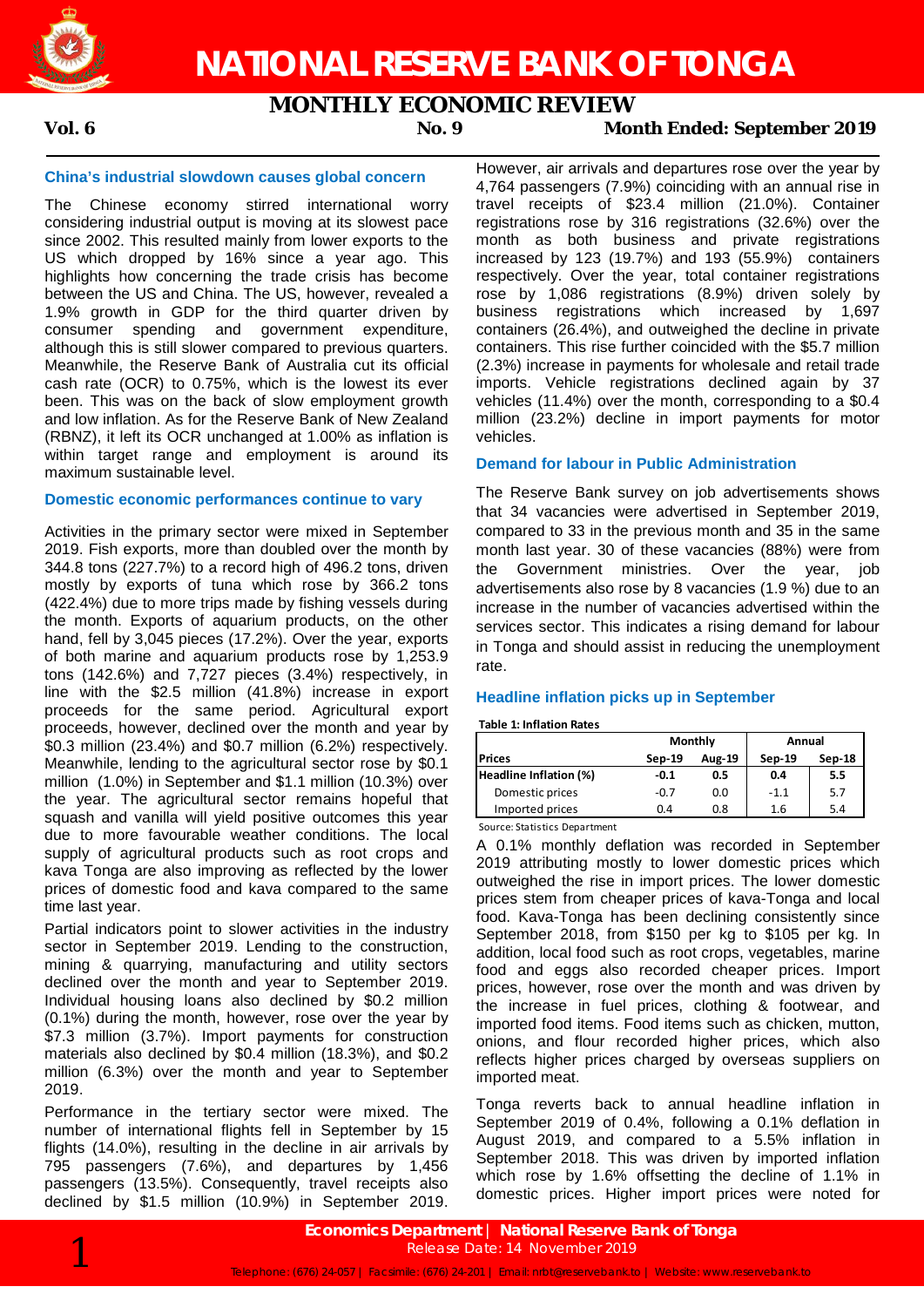# NATIONAL RESERVE BANK OF TONGA

## MONTHLY ECONOMIC REVIEW

**Vol. 6** **No. 9** **Month Ended: September 2019**

### China's industrial slowdown causes global concern

The Chinese economy stirred international worry considering industrial output is moving at its slowest pace since 2002. This resulted mainly from lower exports to the US which dropped by 16% since a year ago. This highlights how concerning the trade crisis has become between the US and China. The US, however, revealed a 1.9% growth in GDP for the third quarter driven by consumer spending and government expenditure, although this is still slower compared to previous quarters. Meanwhile, the Reserve Bank of Australia cut its official cash rate (OCR) to 0.75%, which is the lowest its ever been. This was on the back of slow employment growth and low inflation. As for the Reserve Bank of New Zealand (RBNZ), it left its OCR unchanged at 1.00% as inflation is within target range and employment is around its maximum sustainable level.

### Domestic economic performances continue to vary

Activities in the primary sector were mixed in September 2019. Fish exports, more than doubled over the month by 344.8 tons (227.7%) to a record high of 496.2 tons, driven mostly by exports of tuna which rose by 366.2 tons (422.4%) due to more trips made by fishing vessels during the month. Exports of aquarium products, on the other hand, fell by 3,045 pieces (17.2%). Over the year, exports of both marine and aquarium products rose by 1,253.9 tons (142.6%) and 7,727 pieces (3.4%) respectively, in line with the $2.5 million (41.8%) increase in export proceeds for the same period. Agricultural export proceeds, however, declined over the month and year by $0.3 million (23.4%) and $0.7 million (6.2%) respectively. Meanwhile, lending to the agricultural sector rose by $0.1 million (1.0%) in September and $1.1 million (10.3%) over the year. The agricultural sector remains hopeful that squash and vanilla will yield positive outcomes this year due to more favourable weather conditions. The local supply of agricultural products such as root crops and kava Tonga are also improving as reflected by the lower prices of domestic food and kava compared to the same time last year.

Partial indicators point to slower activities in the industry sector in September 2019. Lending to the construction, mining & quarrying, manufacturing and utility sectors declined over the month and year to September 2019. Individual housing loans also declined by $0.2 million (0.1%) during the month, however, rose over the year by $7.3 million (3.7%). Import payments for construction materials also declined by $0.4 million (18.3%), and $0.2 million (6.3%) over the month and year to September 2019.

Performance in the tertiary sector were mixed. The number of international flights fell in September by 15 flights (14.0%), resulting in the decline in air arrivals by 795 passengers (7.6%), and departures by 1,456 passengers (13.5%). Consequently, travel receipts also declined by $1.5 million (10.9%) in September 2019. However, air arrivals and departures rose over the year by 4,764 passengers (7.9%) coinciding with an annual rise in travel receipts of $23.4 million (21.0%). Container registrations rose by 316 registrations (32.6%) over the month as both business and private registrations increased by 123 (19.7%) and 193 (55.9%) containers respectively. Over the year, total container registrations rose by 1,086 registrations (8.9%) driven solely by business registrations which increased by 1,697 containers (26.4%), and outweighed the decline in private containers. This rise further coincided with the $5.7 million (2.3%) increase in payments for wholesale and retail trade imports. Vehicle registrations declined again by 37 vehicles (11.4%) over the month, corresponding to a $0.4 million (23.2%) decline in import payments for motor vehicles.

### Demand for labour in Public Administration

The Reserve Bank survey on job advertisements shows that 34 vacancies were advertised in September 2019, compared to 33 in the previous month and 35 in the same month last year. 30 of these vacancies (88%) were from the Government ministries. Over the year, job advertisements also rose by 8 vacancies (1.9 %) due to an increase in the number of vacancies advertised within the services sector. This indicates a rising demand for labour in Tonga and should assist in reducing the unemployment rate.

### Headline inflation picks up in September

**Table 1: Inflation Rates**

| | Monthly | | Annual | |
|---|---|---|---|---|
| **Prices** | **Sep-19** | **Aug-19** | **Sep-19** | **Sep-18** |
| **Headline Inflation (%)** | **-0.1** | **0.5** | **0.4** | **5.5** |
| Domestic prices | -0.7 | 0.0 | -1.1 | 5.7 |
| Imported prices | 0.4 | 0.8 | 1.6 | 5.4 |

Source: Statistics Department

A 0.1% monthly deflation was recorded in September 2019 attributing mostly to lower domestic prices which outweighed the rise in import prices. The lower domestic prices stem from cheaper prices of kava-Tonga and local food. Kava-Tonga has been declining consistently since September 2018, from $150 per kg to $105 per kg. In addition, local food such as root crops, vegetables, marine food and eggs also recorded cheaper prices. Import prices, however, rose over the month and was driven by the increase in fuel prices, clothing & footwear, and imported food items. Food items such as chicken, mutton, onions, and flour recorded higher prices, which also reflects higher prices charged by overseas suppliers on imported meat.

Tonga reverts back to annual headline inflation in September 2019 of 0.4%, following a 0.1% deflation in August 2019, and compared to a 5.5% inflation in September 2018. This was driven by imported inflation which rose by 1.6% offsetting the decline of 1.1% in domestic prices. Higher import prices were noted for

**Economics Department | National Reserve Bank of Tonga**
Release Date: 14 November 2019
Telephone: (676) 24-057 | Facsimile: (676) 24-201 | Email: nrbt@reservebank.to | Website: www.reservebank.to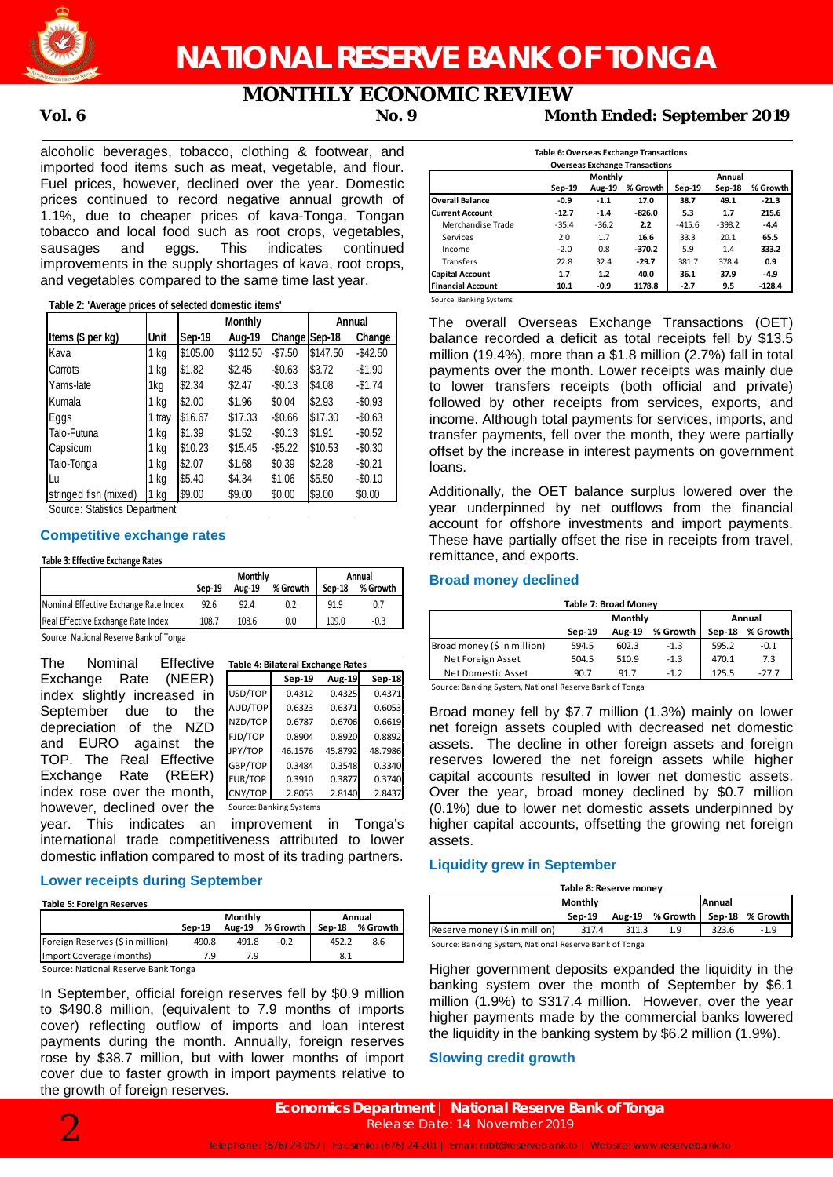alcoholic beverages, tobacco, clothing & footwear, and imported food items such as meat, vegetable, and flour. Fuel prices, however, declined over the year. Domestic prices continued to record negative annual growth of 1.1%, due to cheaper prices of kava-Tonga, Tongan tobacco and local food such as root crops, vegetables, sausages and eggs. This indicates continued improvements in the supply shortages of kava, root crops, and vegetables compared to the same time last year.

**Table 2: 'Average prices of selected domestic items'**

| Items ($ per kg) | Unit | Monthly | | | Annual | |
|---|---|---|---|---|---|---|
| | | Sep-19 | Aug-19 | Change | Sep-18 | Change |
| Kava | 1 kg | $105.00 | $112.50 | -$7.50 | $147.50 | -$42.50 |
| Carrots | 1 kg | $1.82 | $2.45 | -$0.63 | $3.72 | -$1.90 |
| Yams-late | 1kg | $2.34 | $2.47 | -$0.13 | $4.08 | -$1.74 |
| Kumala | 1 kg | $2.00 | $1.96 | $0.04 | $2.93 | -$0.93 |
| Eggs | 1 tray | $16.67 | $17.33 | -$0.66 | $17.30 | -$0.63 |
| Talo-Futuna | 1 kg | $1.39 | $1.52 | -$0.13 | $1.91 | -$0.52 |
| Capsicum | 1 kg | $10.23 | $15.45 | -$5.22 | $10.53 | -$0.30 |
| Talo-Tonga | 1 kg | $2.07 | $1.68 | $0.39 | $2.28 | -$0.21 |
| Lu | 1 kg | $5.40 | $4.34 | $1.06 | $5.50 | -$0.10 |
| stringed fish (mixed) | 1 kg | $9.00 | $9.00 | $0.00 | $9.00 | $0.00 |

Source: Statistics Department

## Competitive exchange rates

**Table 3: Effective Exchange Rates**

| | Monthly | | | Annual | |
|---|---|---|---|---|---|
| | Sep-19 | Aug-19 | % Growth | Sep-18 | % Growth |
| Nominal Effective Exchange Rate Index | 92.6 | 92.4 | 0.2 | 91.9 | 0.7 |
| Real Effective Exchange Rate Index | 108.7 | 108.6 | 0.0 | 109.0 | -0.3 |

Source: National Reserve Bank of Tonga

The Nominal Effective Exchange Rate (NEER) index slightly increased in September due to the depreciation of the NZD and EURO against the TOP. The Real Effective Exchange Rate (REER) index rose over the month, however, declined over the year. This indicates an improvement in Tonga's international trade competitiveness attributed to lower domestic inflation compared to most of its trading partners.

**Table 4: Bilateral Exchange Rates**

| | Sep-19 | Aug-19 | Sep-18 |
|---|---|---|---|
| USD/TOP | 0.4312 | 0.4325 | 0.4371 |
| AUD/TOP | 0.6323 | 0.6371 | 0.6053 |
| NZD/TOP | 0.6787 | 0.6706 | 0.6619 |
| FJD/TOP | 0.8904 | 0.8920 | 0.8892 |
| JPY/TOP | 46.1576 | 45.8792 | 48.7986 |
| GBP/TOP | 0.3484 | 0.3548 | 0.3340 |
| EUR/TOP | 0.3910 | 0.3877 | 0.3740 |
| CNY/TOP | 2.8053 | 2.8140 | 2.8437 |

Source: Banking Systems

## Lower receipts during September

**Table 5: Foreign Reserves**

| | Monthly | | | Annual | |
|---|---|---|---|---|---|
| | Sep-19 | Aug-19 | % Growth | Sep-18 | % Growth |
| Foreign Reserves ($ in million) | 490.8 | 491.8 | -0.2 | 452.2 | 8.6 |
| Import Coverage (months) | 7.9 | 7.9 | | 8.1 | |

Source: National Reserve Bank Tonga

In September, official foreign reserves fell by $0.9 million to $490.8 million, (equivalent to 7.9 months of imports cover) reflecting outflow of imports and loan interest payments during the month. Annually, foreign reserves rose by $38.7 million, but with lower months of import cover due to faster growth in import payments relative to the growth of foreign reserves.

**Table 6: Overseas Exchange Transactions**

| Overseas Exchange Transactions | Monthly | | | Annual | | |
|---|---|---|---|---|---|---|
| | Sep-19 | Aug-19 | % Growth | Sep-19 | Sep-18 | % Growth |
| **Overall Balance** | **-0.9** | **-1.1** | **17.0** | **38.7** | **49.1** | **-21.3** |
| **Current Account** | **-12.7** | **-1.4** | **-826.0** | **5.3** | **1.7** | **215.6** |
| Merchandise Trade | -35.4 | -36.2 | **2.2** | -415.6 | -398.2 | **-4.4** |
| Services | 2.0 | 1.7 | **16.6** | 33.3 | 20.1 | **65.5** |
| Income | -2.0 | 0.8 | **-370.2** | 5.9 | 1.4 | **333.2** |
| Transfers | 22.8 | 32.4 | **-29.7** | 381.7 | 378.4 | **0.9** |
| **Capital Account** | **1.7** | **1.2** | **40.0** | **36.1** | **37.9** | **-4.9** |
| **Financial Account** | **10.1** | **-0.9** | **1178.8** | **-2.7** | **9.5** | **-128.4** |

Source: Banking Systems

The overall Overseas Exchange Transactions (OET) balance recorded a deficit as total receipts fell by $13.5 million (19.4%), more than a $1.8 million (2.7%) fall in total payments over the month. Lower receipts was mainly due to lower transfers receipts (both official and private) followed by other receipts from services, exports, and income. Although total payments for services, imports, and transfer payments, fell over the month, they were partially offset by the increase in interest payments on government loans.

Additionally, the OET balance surplus lowered over the year underpinned by net outflows from the financial account for offshore investments and import payments. These have partially offset the rise in receipts from travel, remittance, and exports.

## Broad money declined

**Table 7: Broad Money**

| | Monthly | | | Annual | |
|---|---|---|---|---|---|
| | Sep-19 | Aug-19 | % Growth | Sep-18 | % Growth |
| Broad money ($ in million) | 594.5 | 602.3 | -1.3 | 595.2 | -0.1 |
| Net Foreign Asset | 504.5 | 510.9 | -1.3 | 470.1 | 7.3 |
| Net Domestic Asset | 90.7 | 91.7 | -1.2 | 125.5 | -27.7 |

Source: Banking System, National Reserve Bank of Tonga

Broad money fell by $7.7 million (1.3%) mainly on lower net foreign assets coupled with decreased net domestic assets. The decline in other foreign assets and foreign reserves lowered the net foreign assets while higher capital accounts resulted in lower net domestic assets. Over the year, broad money declined by $0.7 million (0.1%) due to lower net domestic assets underpinned by higher capital accounts, offsetting the growing net foreign assets.

## Liquidity grew in September

**Table 8: Reserve money**

| | Monthly | | | Annual | |
|---|---|---|---|---|---|
| | Sep-19 | Aug-19 | % Growth | Sep-18 | % Growth |
| Reserve money ($ in million) | 317.4 | 311.3 | 1.9 | 323.6 | -1.9 |

Source: Banking System, National Reserve Bank of Tonga

Higher government deposits expanded the liquidity in the banking system over the month of September by $6.1 million (1.9%) to $317.4 million. However, over the year higher payments made by the commercial banks lowered the liquidity in the banking system by $6.2 million (1.9%).

## Slowing credit growth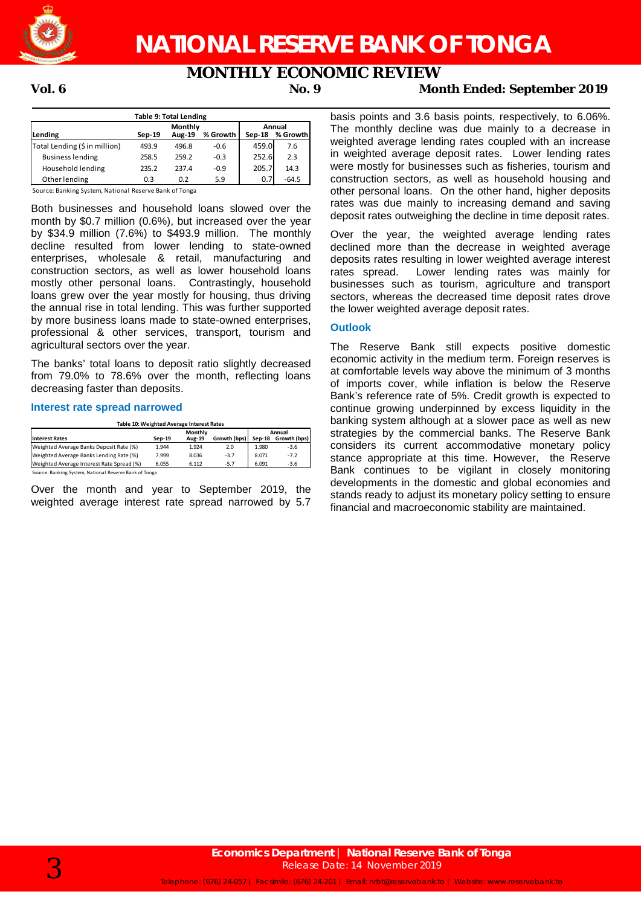**Table 9: Total Lending**

| Lending | Monthly | | | Annual | |
|---|---|---|---|---|---|
| | Sep-19 | Aug-19 | % Growth | Sep-18 | % Growth |
| Total Lending ($ in million) | 493.9 | 496.8 | -0.6 | 459.0 | 7.6 |
| Business lending | 258.5 | 259.2 | -0.3 | 252.6 | 2.3 |
| Household lending | 235.2 | 237.4 | -0.9 | 205.7 | 14.3 |
| Other lending | 0.3 | 0.2 | 5.9 | 0.7 | -64.5 |

Source: Banking System, National Reserve Bank of Tonga

Both businesses and household loans slowed over the month by $0.7 million (0.6%), but increased over the year by $34.9 million (7.6%) to $493.9 million. The monthly decline resulted from lower lending to state-owned enterprises, wholesale & retail, manufacturing and construction sectors, as well as lower household loans mostly other personal loans. Contrastingly, household loans grew over the year mostly for housing, thus driving the annual rise in total lending. This was further supported by more business loans made to state-owned enterprises, professional & other services, transport, tourism and agricultural sectors over the year.

The banks' total loans to deposit ratio slightly decreased from 79.0% to 78.6% over the month, reflecting loans decreasing faster than deposits.

### Interest rate spread narrowed

**Table 10: Weighted Average Interest Rates**

| Interest Rates | Monthly | | | Annual | |
|---|---|---|---|---|---|
| | Sep-19 | Aug-19 | Growth (bps) | Sep-18 | Growth (bps) |
| Weighted Average Banks Deposit Rate (%) | 1.944 | 1.924 | 2.0 | 1.980 | -3.6 |
| Weighted Average Banks Lending Rate (%) | 7.999 | 8.036 | -3.7 | 8.071 | -7.2 |
| Weighted Average Interest Rate Spread (%) | 6.055 | 6.112 | -5.7 | 6.091 | -3.6 |

Source: Banking System, National Reserve Bank of Tonga

Over the month and year to September 2019, the weighted average interest rate spread narrowed by 5.7 basis points and 3.6 basis points, respectively, to 6.06%. The monthly decline was due mainly to a decrease in weighted average lending rates coupled with an increase in weighted average deposit rates. Lower lending rates were mostly for businesses such as fisheries, tourism and construction sectors, as well as household housing and other personal loans. On the other hand, higher deposits rates was due mainly to increasing demand and saving deposit rates outweighing the decline in time deposit rates.

Over the year, the weighted average lending rates declined more than the decrease in weighted average deposits rates resulting in lower weighted average interest rates spread. Lower lending rates was mainly for businesses such as tourism, agriculture and transport sectors, whereas the decreased time deposit rates drove the lower weighted average deposit rates.

### Outlook

The Reserve Bank still expects positive domestic economic activity in the medium term. Foreign reserves is at comfortable levels way above the minimum of 3 months of imports cover, while inflation is below the Reserve Bank's reference rate of 5%. Credit growth is expected to continue growing underpinned by excess liquidity in the banking system although at a slower pace as well as new strategies by the commercial banks. The Reserve Bank considers its current accommodative monetary policy stance appropriate at this time. However, the Reserve Bank continues to be vigilant in closely monitoring developments in the domestic and global economies and stands ready to adjust its monetary policy setting to ensure financial and macroeconomic stability are maintained.

**Economics Department | National Reserve Bank of Tonga**
Release Date: 14 November 2019

Telephone: (676) 24-057 | Facsimile: (676) 24-201 | Email: nrbt@reservebank.to | Website: www.reservebank.to